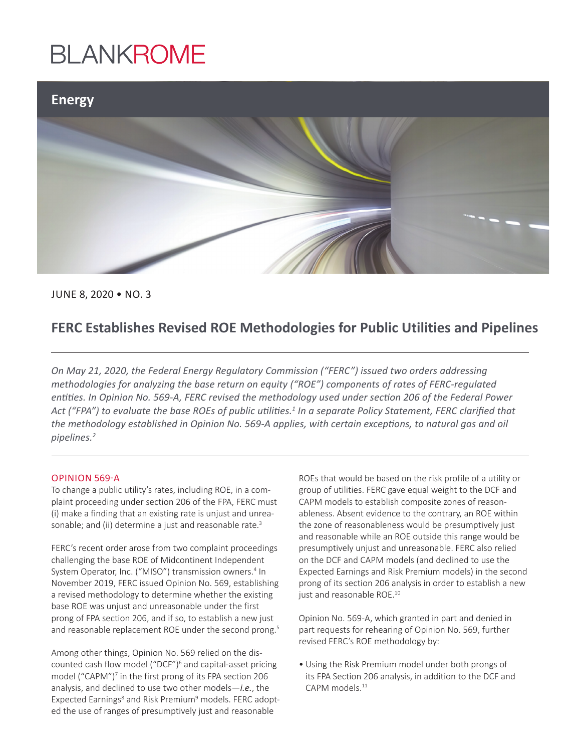BLANKROME

**Energy**

JUNE 8, 2020 • NO. 3

# FERC Establishes Revised ROE Methodologies for Public Utilities and Pipelines

*On May 21, 2020, the Federal Energy Regulatory Commission ("FERC") issued two orders addressing methodologies for analyzing the base return on equity ("ROE") components of rates of FERC-regulated entities. In Opinion No. 569-A, FERC revised the methodology used under section 206 of the Federal Power Act ("FPA") to evaluate the base ROEs of public utilities.[1] In a separate Policy Statement, FERC clarified that the methodology established in Opinion No. 569-A applies, with certain exceptions, to natural gas and oil pipelines.[2]*

## OPINION 569-A

To change a public utility's rates, including ROE, in a complaint proceeding under section 206 of the FPA, FERC must (i) make a finding that an existing rate is unjust and unreasonable; and (ii) determine a just and reasonable rate.[3]

FERC's recent order arose from two complaint proceedings challenging the base ROE of Midcontinent Independent System Operator, Inc. ("MISO") transmission owners.[4] In November 2019, FERC issued Opinion No. 569, establishing a revised methodology to determine whether the existing base ROE was unjust and unreasonable under the first prong of FPA section 206, and if so, to establish a new just and reasonable replacement ROE under the second prong.[5]

Among other things, Opinion No. 569 relied on the discounted cash flow model ("DCF")[6] and capital-asset pricing model ("CAPM")[7] in the first prong of its FPA section 206 analysis, and declined to use two other models—***i.e.***, the Expected Earnings[8] and Risk Premium[9] models. FERC adopted the use of ranges of presumptively just and reasonable ROEs that would be based on the risk profile of a utility or group of utilities. FERC gave equal weight to the DCF and CAPM models to establish composite zones of reasonableness. Absent evidence to the contrary, an ROE within the zone of reasonableness would be presumptively just and reasonable while an ROE outside this range would be presumptively unjust and unreasonable. FERC also relied on the DCF and CAPM models (and declined to use the Expected Earnings and Risk Premium models) in the second prong of its section 206 analysis in order to establish a new just and reasonable ROE.[10]

Opinion No. 569-A, which granted in part and denied in part requests for rehearing of Opinion No. 569, further revised FERC's ROE methodology by:

- Using the Risk Premium model under both prongs of its FPA Section 206 analysis, in addition to the DCF and CAPM models.[11]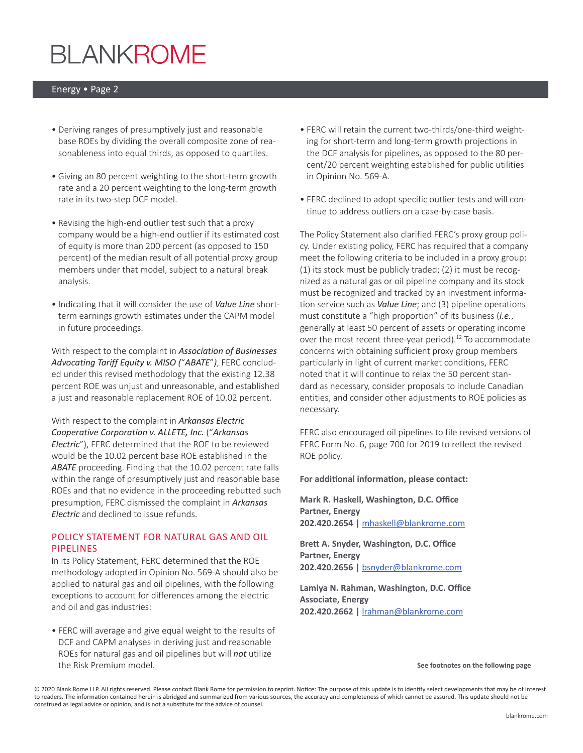- Deriving ranges of presumptively just and reasonable base ROEs by dividing the overall composite zone of reasonableness into equal thirds, as opposed to quartiles.
- Giving an 80 percent weighting to the short-term growth rate and a 20 percent weighting to the long-term growth rate in its two-step DCF model.
- Revising the high-end outlier test such that a proxy company would be a high-end outlier if its estimated cost of equity is more than 200 percent (as opposed to 150 percent) of the median result of all potential proxy group members under that model, subject to a natural break analysis.
- Indicating that it will consider the use of *Value Line* short-term earnings growth estimates under the CAPM model in future proceedings.

With respect to the complaint in *Association of Businesses Advocating Tariff Equity v. MISO ("ABATE")*, FERC concluded under this revised methodology that the existing 12.38 percent ROE was unjust and unreasonable, and established a just and reasonable replacement ROE of 10.02 percent.

With respect to the complaint in *Arkansas Electric Cooperative Corporation v. ALLETE, Inc.* ("*Arkansas Electric*"), FERC determined that the ROE to be reviewed would be the 10.02 percent base ROE established in the *ABATE* proceeding. Finding that the 10.02 percent rate falls within the range of presumptively just and reasonable base ROEs and that no evidence in the proceeding rebutted such presumption, FERC dismissed the complaint in *Arkansas Electric* and declined to issue refunds.

## POLICY STATEMENT FOR NATURAL GAS AND OIL PIPELINES

In its Policy Statement, FERC determined that the ROE methodology adopted in Opinion No. 569-A should also be applied to natural gas and oil pipelines, with the following exceptions to account for differences among the electric and oil and gas industries:

- FERC will average and give equal weight to the results of DCF and CAPM analyses in deriving just and reasonable ROEs for natural gas and oil pipelines but will *not* utilize the Risk Premium model.
- FERC will retain the current two-thirds/one-third weighting for short-term and long-term growth projections in the DCF analysis for pipelines, as opposed to the 80 percent/20 percent weighting established for public utilities in Opinion No. 569-A.
- FERC declined to adopt specific outlier tests and will continue to address outliers on a case-by-case basis.

The Policy Statement also clarified FERC's proxy group policy. Under existing policy, FERC has required that a company meet the following criteria to be included in a proxy group: (1) its stock must be publicly traded; (2) it must be recognized as a natural gas or oil pipeline company and its stock must be recognized and tracked by an investment information service such as *Value Line*; and (3) pipeline operations must constitute a "high proportion" of its business (*i.e.*, generally at least 50 percent of assets or operating income over the most recent three-year period).[12] To accommodate concerns with obtaining sufficient proxy group members particularly in light of current market conditions, FERC noted that it will continue to relax the 50 percent standard as necessary, consider proposals to include Canadian entities, and consider other adjustments to ROE policies as necessary.

FERC also encouraged oil pipelines to file revised versions of FERC Form No. 6, page 700 for 2019 to reflect the revised ROE policy.

**For additional information, please contact:**

**Mark R. Haskell, Washington, D.C. Office**
**Partner, Energy**
**202.420.2654 |** mhaskell@blankrome.com

**Brett A. Snyder, Washington, D.C. Office**
**Partner, Energy**
**202.420.2656 |** bsnyder@blankrome.com

**Lamiya N. Rahman, Washington, D.C. Office**
**Associate, Energy**
**202.420.2662 |** lrahman@blankrome.com

**See footnotes on the following page**

© 2020 Blank Rome LLP. All rights reserved. Please contact Blank Rome for permission to reprint. Notice: The purpose of this update is to identify select developments that may be of interest to readers. The information contained herein is abridged and summarized from various sources, the accuracy and completeness of which cannot be assured. This update should not be construed as legal advice or opinion, and is not a substitute for the advice of counsel.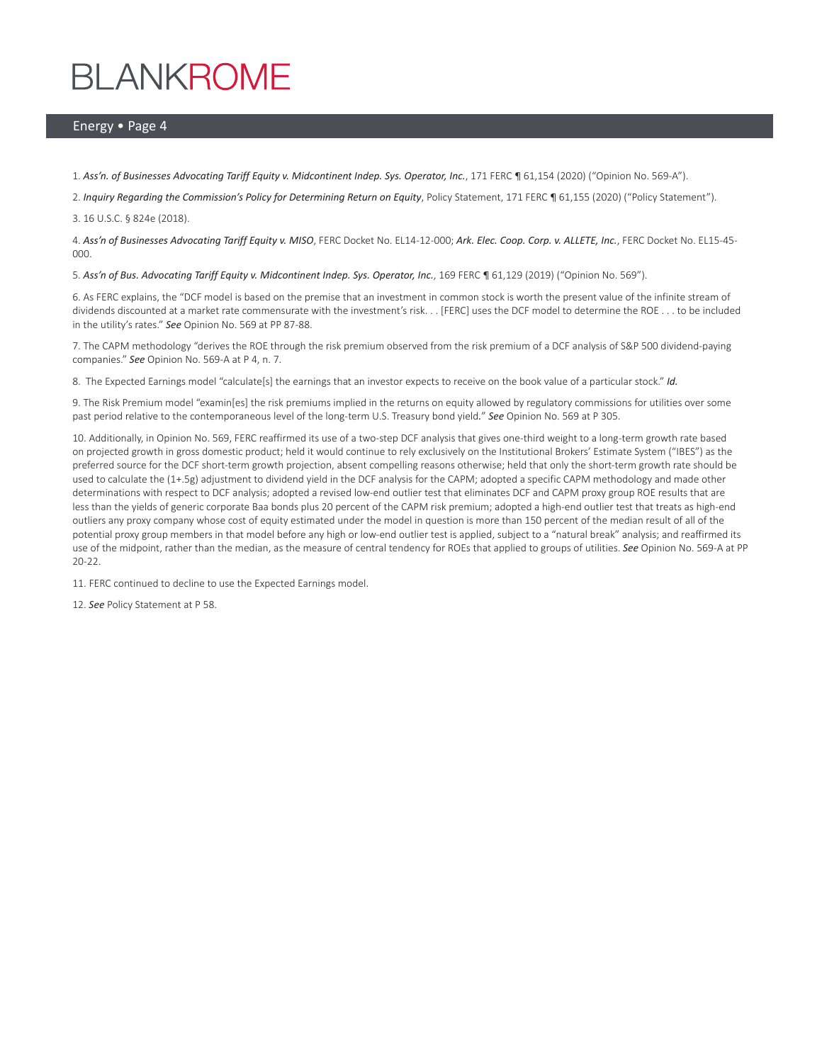1. *Ass'n. of Businesses Advocating Tariff Equity v. Midcontinent Indep. Sys. Operator, Inc.*, 171 FERC ¶ 61,154 (2020) ("Opinion No. 569-A").

2. *Inquiry Regarding the Commission's Policy for Determining Return on Equity*, Policy Statement, 171 FERC ¶ 61,155 (2020) ("Policy Statement").

3. 16 U.S.C. § 824e (2018).

4. *Ass'n of Businesses Advocating Tariff Equity v. MISO*, FERC Docket No. EL14-12-000; *Ark. Elec. Coop. Corp. v. ALLETE, Inc.*, FERC Docket No. EL15-45-000.

5. *Ass'n of Bus. Advocating Tariff Equity v. Midcontinent Indep. Sys. Operator, Inc.*, 169 FERC ¶ 61,129 (2019) ("Opinion No. 569").

6. As FERC explains, the "DCF model is based on the premise that an investment in common stock is worth the present value of the infinite stream of dividends discounted at a market rate commensurate with the investment's risk. . . [FERC] uses the DCF model to determine the ROE . . . to be included in the utility's rates." ***See*** Opinion No. 569 at PP 87-88.

7. The CAPM methodology "derives the ROE through the risk premium observed from the risk premium of a DCF analysis of S&P 500 dividend-paying companies." ***See*** Opinion No. 569-A at P 4, n. 7.

8. The Expected Earnings model "calculate[s] the earnings that an investor expects to receive on the book value of a particular stock." ***Id.***

9. The Risk Premium model "examin[es] the risk premiums implied in the returns on equity allowed by regulatory commissions for utilities over some past period relative to the contemporaneous level of the long-term U.S. Treasury bond yield." ***See*** Opinion No. 569 at P 305.

10. Additionally, in Opinion No. 569, FERC reaffirmed its use of a two-step DCF analysis that gives one-third weight to a long-term growth rate based on projected growth in gross domestic product; held it would continue to rely exclusively on the Institutional Brokers' Estimate System ("IBES") as the preferred source for the DCF short-term growth projection, absent compelling reasons otherwise; held that only the short-term growth rate should be used to calculate the (1+.5g) adjustment to dividend yield in the DCF analysis for the CAPM; adopted a specific CAPM methodology and made other determinations with respect to DCF analysis; adopted a revised low-end outlier test that eliminates DCF and CAPM proxy group ROE results that are less than the yields of generic corporate Baa bonds plus 20 percent of the CAPM risk premium; adopted a high-end outlier test that treats as high-end outliers any proxy company whose cost of equity estimated under the model in question is more than 150 percent of the median result of all of the potential proxy group members in that model before any high or low-end outlier test is applied, subject to a "natural break" analysis; and reaffirmed its use of the midpoint, rather than the median, as the measure of central tendency for ROEs that applied to groups of utilities. ***See*** Opinion No. 569-A at PP 20-22.

11. FERC continued to decline to use the Expected Earnings model.

12. ***See*** Policy Statement at P 58.